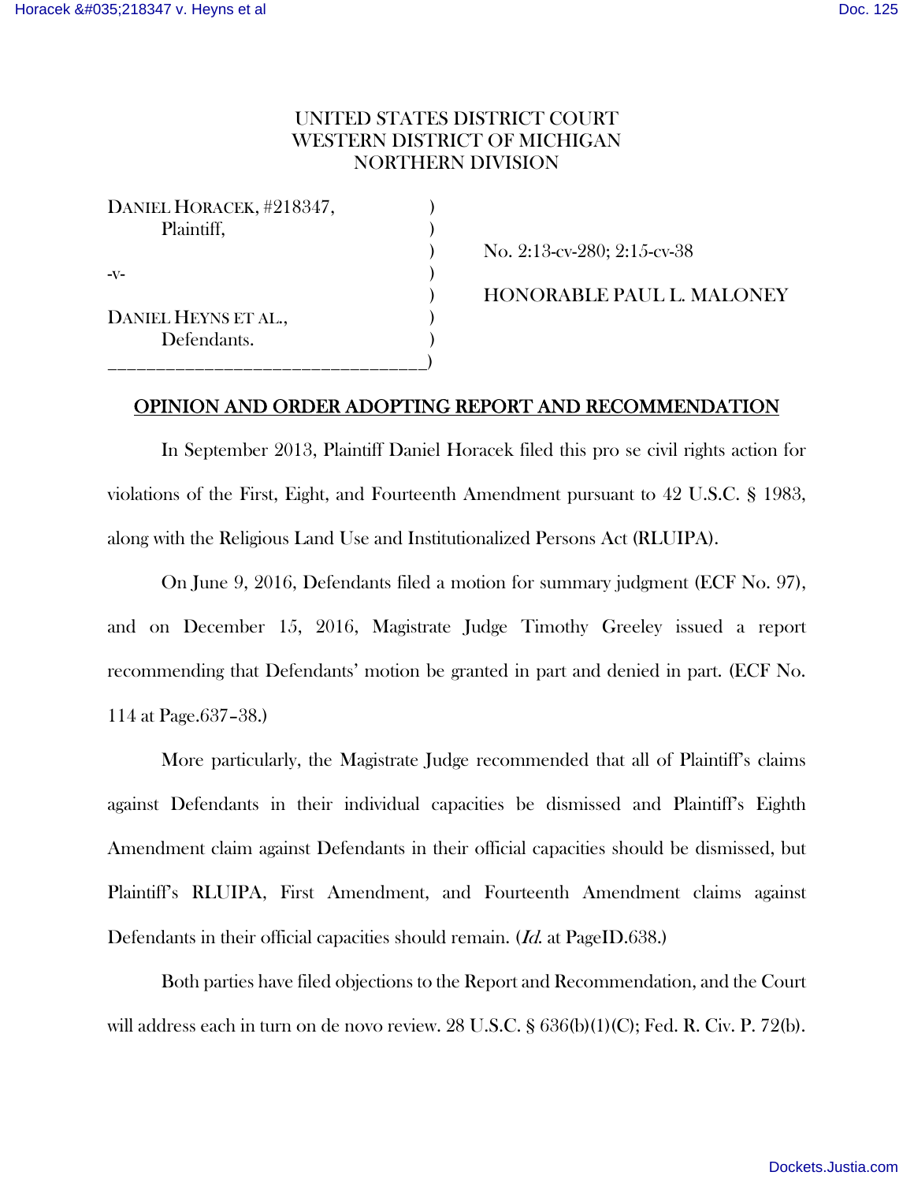UNITED STATES DISTRICT COURT
WESTERN DISTRICT OF MICHIGAN
NORTHERN DIVISION

DANIEL HORACEK, #218347,
Plaintiff,

-v-

DANIEL HEYNS ET AL.,
Defendants.

No. 2:13-cv-280; 2:15-cv-38

HONORABLE PAUL L. MALONEY

## OPINION AND ORDER ADOPTING REPORT AND RECOMMENDATION

In September 2013, Plaintiff Daniel Horacek filed this pro se civil rights action for violations of the First, Eight, and Fourteenth Amendment pursuant to 42 U.S.C. § 1983, along with the Religious Land Use and Institutionalized Persons Act (RLUIPA).

On June 9, 2016, Defendants filed a motion for summary judgment (ECF No. 97), and on December 15, 2016, Magistrate Judge Timothy Greeley issued a report recommending that Defendants' motion be granted in part and denied in part. (ECF No. 114 at Page.637–38.)

More particularly, the Magistrate Judge recommended that all of Plaintiff's claims against Defendants in their individual capacities be dismissed and Plaintiff's Eighth Amendment claim against Defendants in their official capacities should be dismissed, but Plaintiff's RLUIPA, First Amendment, and Fourteenth Amendment claims against Defendants in their official capacities should remain. (*Id.* at PageID.638.)

Both parties have filed objections to the Report and Recommendation, and the Court will address each in turn on de novo review. 28 U.S.C. § 636(b)(1)(C); Fed. R. Civ. P. 72(b).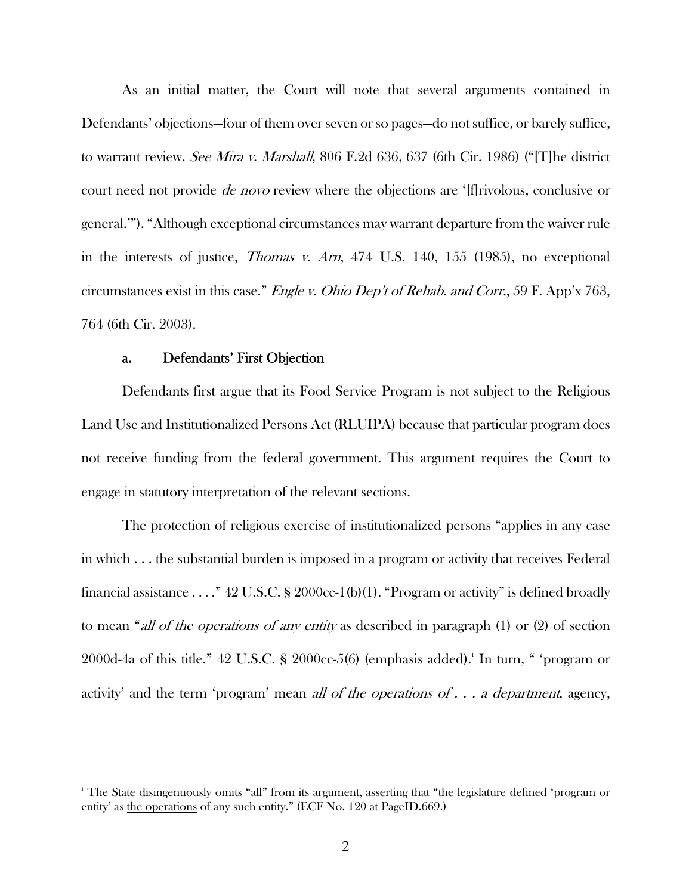As an initial matter, the Court will note that several arguments contained in Defendants' objections—four of them over seven or so pages—do not suffice, or barely suffice, to warrant review. *See Mira v. Marshall*, 806 F.2d 636, 637 (6th Cir. 1986) ("[T]he district court need not provide *de novo* review where the objections are '[f]rivolous, conclusive or general.'"). "Although exceptional circumstances may warrant departure from the waiver rule in the interests of justice, *Thomas v. Arn*, 474 U.S. 140, 155 (1985), no exceptional circumstances exist in this case." *Engle v. Ohio Dep't of Rehab. and Corr.*, 59 F. App'x 763, 764 (6th Cir. 2003).

### a. Defendants' First Objection

Defendants first argue that its Food Service Program is not subject to the Religious Land Use and Institutionalized Persons Act (RLUIPA) because that particular program does not receive funding from the federal government. This argument requires the Court to engage in statutory interpretation of the relevant sections.

The protection of religious exercise of institutionalized persons "applies in any case in which . . . the substantial burden is imposed in a program or activity that receives Federal financial assistance . . . ." 42 U.S.C. § 2000cc-1(b)(1). "Program or activity" is defined broadly to mean "*all of the operations of any entity* as described in paragraph (1) or (2) of section 2000d-4a of this title." 42 U.S.C. § 2000cc-5(6) (emphasis added).[1] In turn, " 'program or activity' and the term 'program' mean *all of the operations of . . . a department*, agency,

[1] The State disingenuously omits "all" from its argument, asserting that "the legislature defined 'program or entity' as <u>the operations</u> of any such entity." (ECF No. 120 at PageID.669.)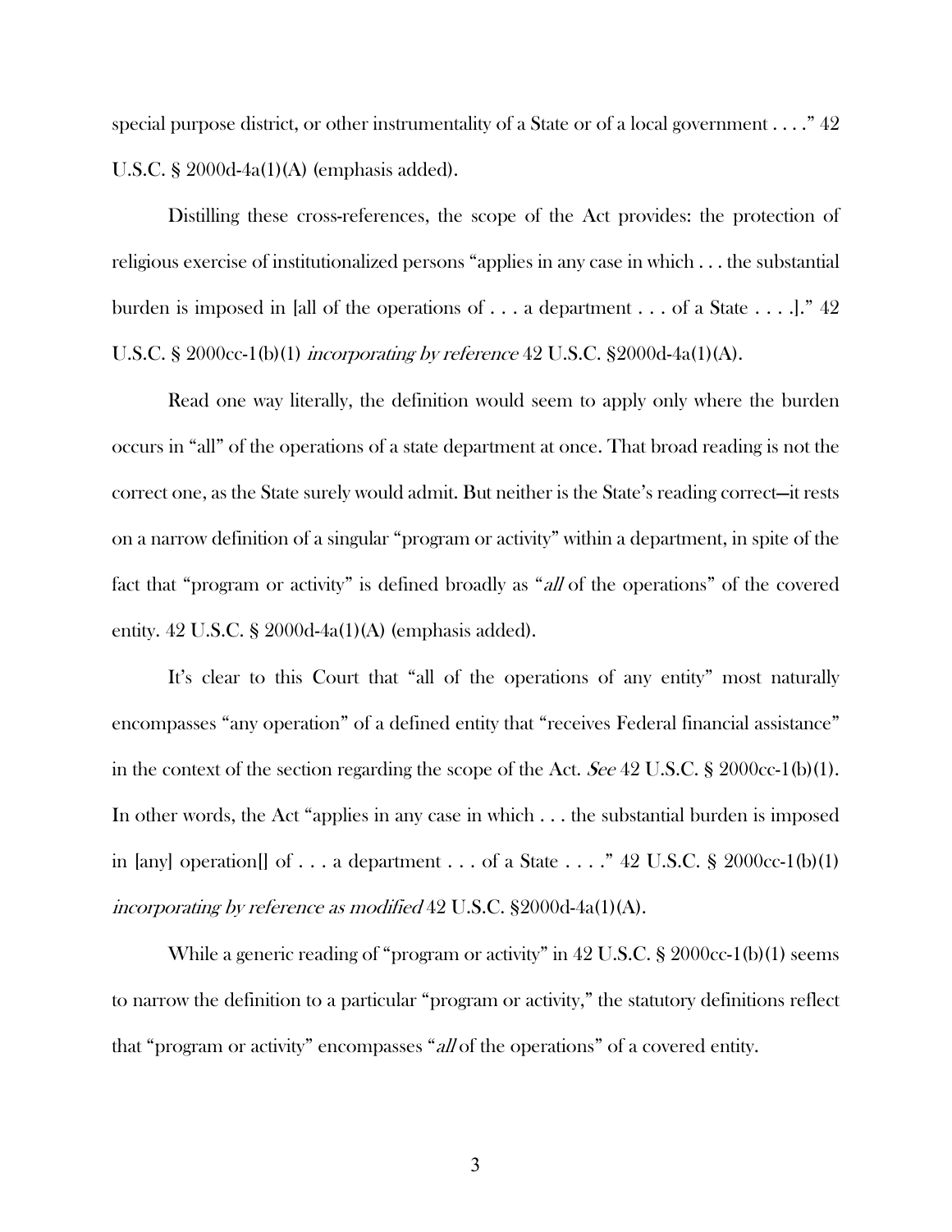special purpose district, or other instrumentality of a State or of a local government . . . ." 42 U.S.C. § 2000d-4a(1)(A) (emphasis added).

Distilling these cross-references, the scope of the Act provides: the protection of religious exercise of institutionalized persons "applies in any case in which . . . the substantial burden is imposed in [all of the operations of . . . a department . . . of a State . . . .]." 42 U.S.C. § 2000cc-1(b)(1) *incorporating by reference* 42 U.S.C. §2000d-4a(1)(A).

Read one way literally, the definition would seem to apply only where the burden occurs in "all" of the operations of a state department at once. That broad reading is not the correct one, as the State surely would admit. But neither is the State's reading correct—it rests on a narrow definition of a singular "program or activity" within a department, in spite of the fact that "program or activity" is defined broadly as "*all* of the operations" of the covered entity. 42 U.S.C. § 2000d-4a(1)(A) (emphasis added).

It's clear to this Court that "all of the operations of any entity" most naturally encompasses "any operation" of a defined entity that "receives Federal financial assistance" in the context of the section regarding the scope of the Act. *See* 42 U.S.C. § 2000cc-1(b)(1). In other words, the Act "applies in any case in which . . . the substantial burden is imposed in [any] operation[] of . . . a department . . . of a State . . . ." 42 U.S.C. § 2000cc-1(b)(1) *incorporating by reference as modified* 42 U.S.C. §2000d-4a(1)(A).

While a generic reading of "program or activity" in 42 U.S.C. § 2000cc-1(b)(1) seems to narrow the definition to a particular "program or activity," the statutory definitions reflect that "program or activity" encompasses "*all* of the operations" of a covered entity.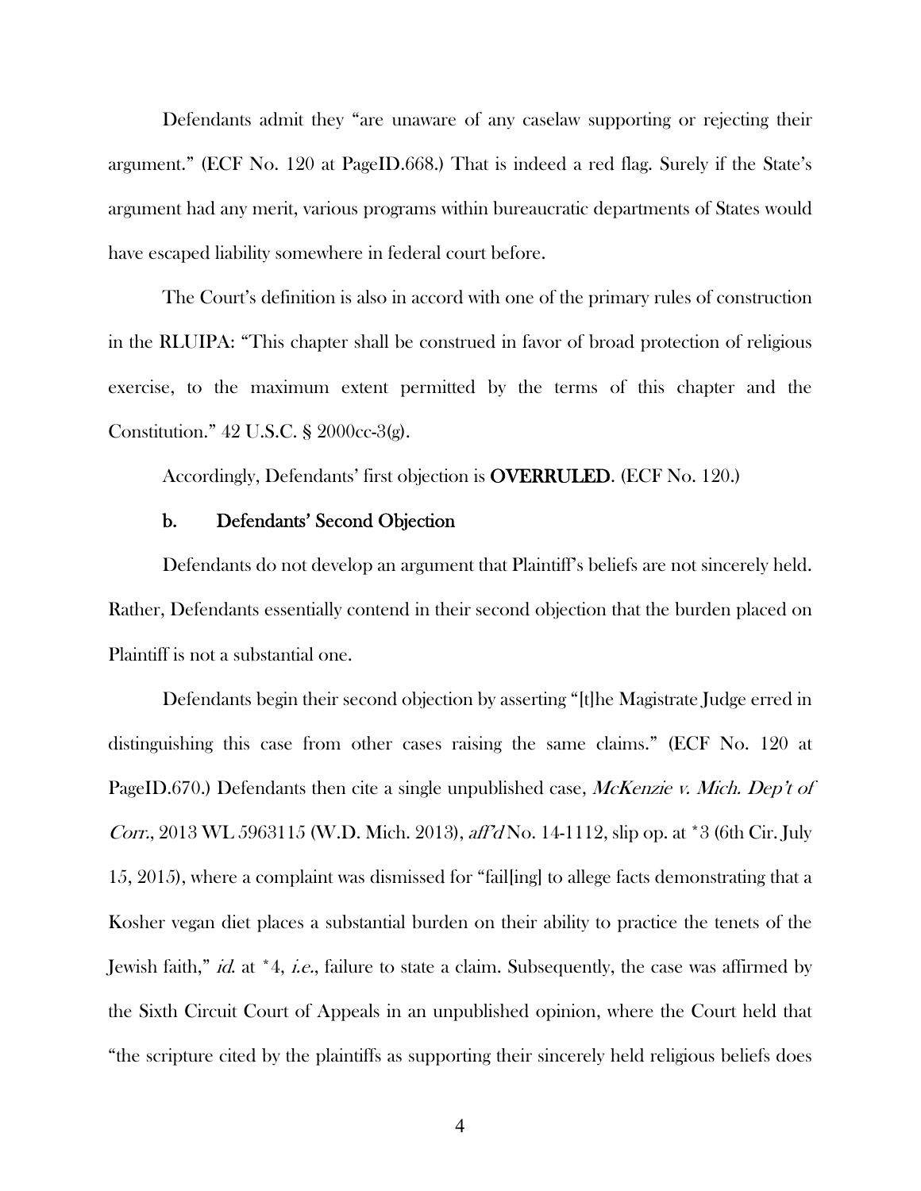Defendants admit they "are unaware of any caselaw supporting or rejecting their argument." (ECF No. 120 at PageID.668.) That is indeed a red flag. Surely if the State's argument had any merit, various programs within bureaucratic departments of States would have escaped liability somewhere in federal court before.

The Court's definition is also in accord with one of the primary rules of construction in the RLUIPA: "This chapter shall be construed in favor of broad protection of religious exercise, to the maximum extent permitted by the terms of this chapter and the Constitution." 42 U.S.C. § 2000cc-3(g).

Accordingly, Defendants' first objection is **OVERRULED**. (ECF No. 120.)

### b. Defendants' Second Objection

Defendants do not develop an argument that Plaintiff's beliefs are not sincerely held. Rather, Defendants essentially contend in their second objection that the burden placed on Plaintiff is not a substantial one.

Defendants begin their second objection by asserting "[t]he Magistrate Judge erred in distinguishing this case from other cases raising the same claims." (ECF No. 120 at PageID.670.) Defendants then cite a single unpublished case, *McKenzie v. Mich. Dep't of Corr.*, 2013 WL 5963115 (W.D. Mich. 2013), *aff'd* No. 14-1112, slip op. at *3 (6th Cir. July 15, 2015), where a complaint was dismissed for "fail[ing] to allege facts demonstrating that a Kosher vegan diet places a substantial burden on their ability to practice the tenets of the Jewish faith," *id.* at *4, *i.e.*, failure to state a claim. Subsequently, the case was affirmed by the Sixth Circuit Court of Appeals in an unpublished opinion, where the Court held that "the scripture cited by the plaintiffs as supporting their sincerely held religious beliefs does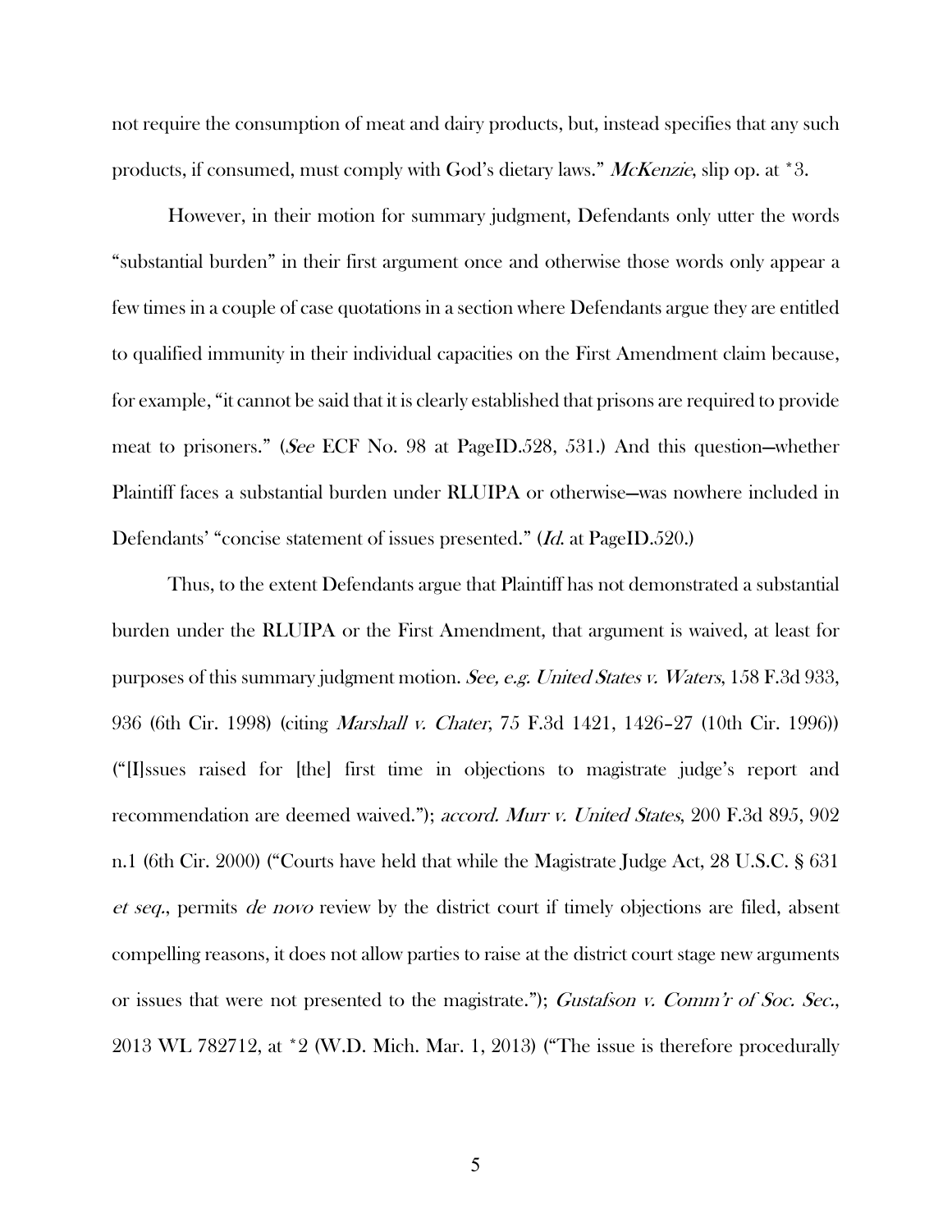not require the consumption of meat and dairy products, but, instead specifies that any such products, if consumed, must comply with God's dietary laws." *McKenzie*, slip op. at *3.

However, in their motion for summary judgment, Defendants only utter the words "substantial burden" in their first argument once and otherwise those words only appear a few times in a couple of case quotations in a section where Defendants argue they are entitled to qualified immunity in their individual capacities on the First Amendment claim because, for example, "it cannot be said that it is clearly established that prisons are required to provide meat to prisoners." (*See* ECF No. 98 at PageID.528, 531.) And this question—whether Plaintiff faces a substantial burden under RLUIPA or otherwise—was nowhere included in Defendants' "concise statement of issues presented." (*Id.* at PageID.520.)

Thus, to the extent Defendants argue that Plaintiff has not demonstrated a substantial burden under the RLUIPA or the First Amendment, that argument is waived, at least for purposes of this summary judgment motion. *See, e.g. United States v. Waters*, 158 F.3d 933, 936 (6th Cir. 1998) (citing *Marshall v. Chater*, 75 F.3d 1421, 1426–27 (10th Cir. 1996)) ("[I]ssues raised for [the] first time in objections to magistrate judge's report and recommendation are deemed waived."); *accord. Murr v. United States*, 200 F.3d 895, 902 n.1 (6th Cir. 2000) ("Courts have held that while the Magistrate Judge Act, 28 U.S.C. § 631 *et seq.*, permits *de novo* review by the district court if timely objections are filed, absent compelling reasons, it does not allow parties to raise at the district court stage new arguments or issues that were not presented to the magistrate."); *Gustafson v. Comm'r of Soc. Sec.*, 2013 WL 782712, at *2 (W.D. Mich. Mar. 1, 2013) ("The issue is therefore procedurally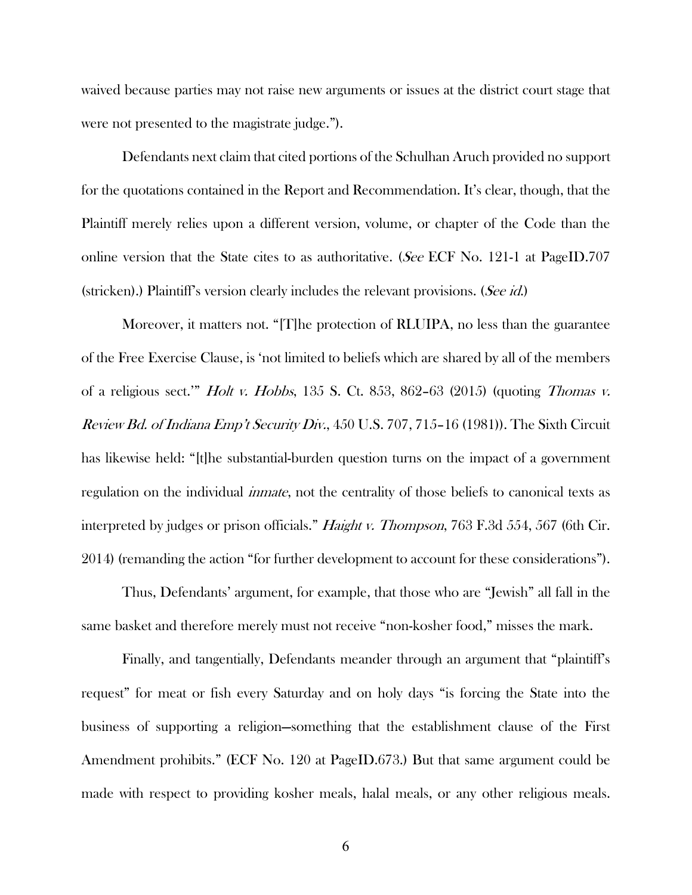waived because parties may not raise new arguments or issues at the district court stage that were not presented to the magistrate judge.").

Defendants next claim that cited portions of the Schulhan Aruch provided no support for the quotations contained in the Report and Recommendation. It's clear, though, that the Plaintiff merely relies upon a different version, volume, or chapter of the Code than the online version that the State cites to as authoritative. (*See* ECF No. 121-1 at PageID.707 (stricken).) Plaintiff's version clearly includes the relevant provisions. (*See id.*)

Moreover, it matters not. "[T]he protection of RLUIPA, no less than the guarantee of the Free Exercise Clause, is 'not limited to beliefs which are shared by all of the members of a religious sect.'" *Holt v. Hobbs*, 135 S. Ct. 853, 862–63 (2015) (quoting *Thomas v. Review Bd. of Indiana Emp't Security Div.*, 450 U.S. 707, 715–16 (1981)). The Sixth Circuit has likewise held: "[t]he substantial-burden question turns on the impact of a government regulation on the individual *inmate*, not the centrality of those beliefs to canonical texts as interpreted by judges or prison officials." *Haight v. Thompson*, 763 F.3d 554, 567 (6th Cir. 2014) (remanding the action "for further development to account for these considerations").

Thus, Defendants' argument, for example, that those who are "Jewish" all fall in the same basket and therefore merely must not receive "non-kosher food," misses the mark.

Finally, and tangentially, Defendants meander through an argument that "plaintiff's request" for meat or fish every Saturday and on holy days "is forcing the State into the business of supporting a religion—something that the establishment clause of the First Amendment prohibits." (ECF No. 120 at PageID.673.) But that same argument could be made with respect to providing kosher meals, halal meals, or any other religious meals.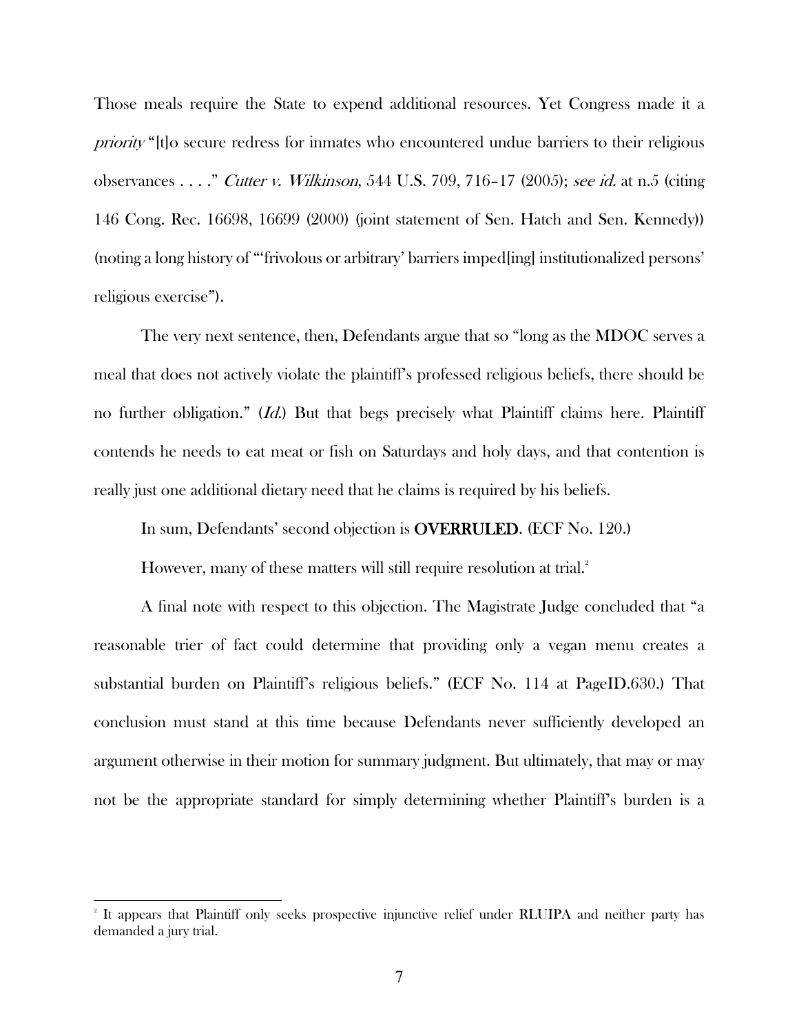Those meals require the State to expend additional resources. Yet Congress made it a *priority* "[t]o secure redress for inmates who encountered undue barriers to their religious observances . . . ." *Cutter v. Wilkinson*, 544 U.S. 709, 716–17 (2005); *see id.* at n.5 (citing 146 Cong. Rec. 16698, 16699 (2000) (joint statement of Sen. Hatch and Sen. Kennedy)) (noting a long history of "'frivolous or arbitrary' barriers imped[ing] institutionalized persons' religious exercise").

The very next sentence, then, Defendants argue that so "long as the MDOC serves a meal that does not actively violate the plaintiff's professed religious beliefs, there should be no further obligation." (*Id.*) But that begs precisely what Plaintiff claims here. Plaintiff contends he needs to eat meat or fish on Saturdays and holy days, and that contention is really just one additional dietary need that he claims is required by his beliefs.

In sum, Defendants' second objection is **OVERRULED**. (ECF No. 120.)

However, many of these matters will still require resolution at trial.[2]

A final note with respect to this objection. The Magistrate Judge concluded that "a reasonable trier of fact could determine that providing only a vegan menu creates a substantial burden on Plaintiff's religious beliefs." (ECF No. 114 at PageID.630.) That conclusion must stand at this time because Defendants never sufficiently developed an argument otherwise in their motion for summary judgment. But ultimately, that may or may not be the appropriate standard for simply determining whether Plaintiff's burden is a

---

[2] It appears that Plaintiff only seeks prospective injunctive relief under RLUIPA and neither party has demanded a jury trial.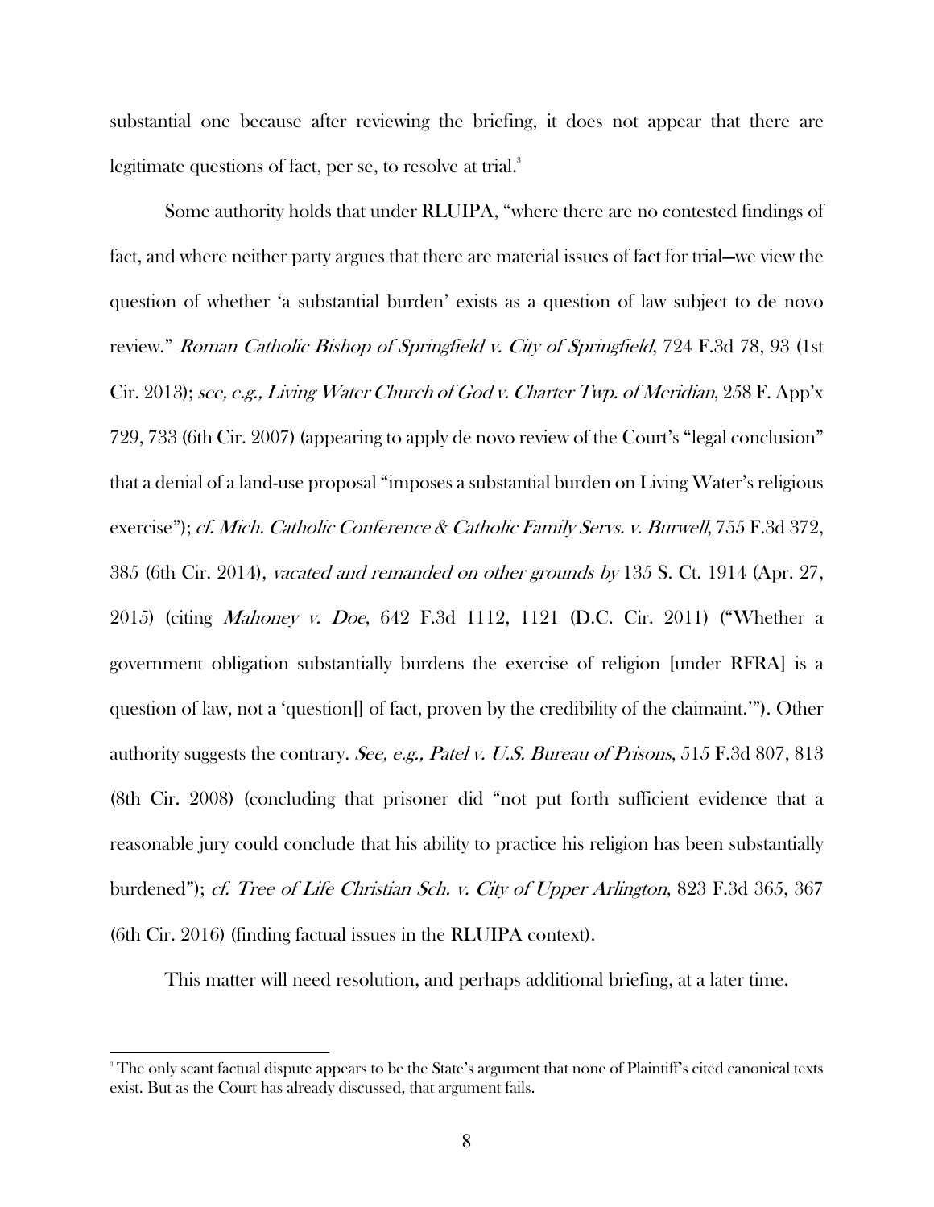substantial one because after reviewing the briefing, it does not appear that there are legitimate questions of fact, per se, to resolve at trial.[3]

Some authority holds that under RLUIPA, "where there are no contested findings of fact, and where neither party argues that there are material issues of fact for trial—we view the question of whether 'a substantial burden' exists as a question of law subject to de novo review." *Roman Catholic Bishop of Springfield v. City of Springfield*, 724 F.3d 78, 93 (1st Cir. 2013); *see, e.g., Living Water Church of God v. Charter Twp. of Meridian*, 258 F. App'x 729, 733 (6th Cir. 2007) (appearing to apply de novo review of the Court's "legal conclusion" that a denial of a land-use proposal "imposes a substantial burden on Living Water's religious exercise"); *cf. Mich. Catholic Conference & Catholic Family Servs. v. Burwell*, 755 F.3d 372, 385 (6th Cir. 2014), *vacated and remanded on other grounds by* 135 S. Ct. 1914 (Apr. 27, 2015) (citing *Mahoney v. Doe*, 642 F.3d 1112, 1121 (D.C. Cir. 2011) ("Whether a government obligation substantially burdens the exercise of religion [under RFRA] is a question of law, not a 'question[] of fact, proven by the credibility of the claimant.'"). Other authority suggests the contrary. *See, e.g., Patel v. U.S. Bureau of Prisons*, 515 F.3d 807, 813 (8th Cir. 2008) (concluding that prisoner did "not put forth sufficient evidence that a reasonable jury could conclude that his ability to practice his religion has been substantially burdened"); *cf. Tree of Life Christian Sch. v. City of Upper Arlington*, 823 F.3d 365, 367 (6th Cir. 2016) (finding factual issues in the RLUIPA context).

This matter will need resolution, and perhaps additional briefing, at a later time.

---

[3] The only scant factual dispute appears to be the State's argument that none of Plaintiff's cited canonical texts exist. But as the Court has already discussed, that argument fails.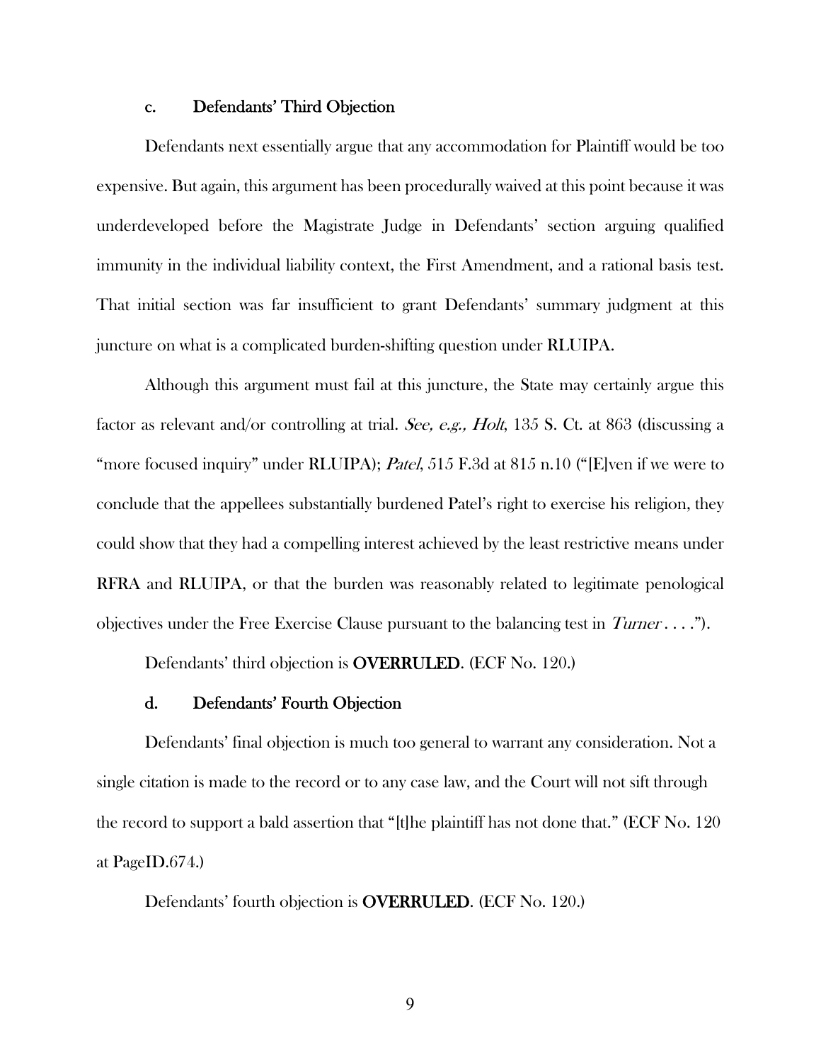### c. Defendants' Third Objection

Defendants next essentially argue that any accommodation for Plaintiff would be too expensive. But again, this argument has been procedurally waived at this point because it was underdeveloped before the Magistrate Judge in Defendants' section arguing qualified immunity in the individual liability context, the First Amendment, and a rational basis test. That initial section was far insufficient to grant Defendants' summary judgment at this juncture on what is a complicated burden-shifting question under RLUIPA.

Although this argument must fail at this juncture, the State may certainly argue this factor as relevant and/or controlling at trial. *See, e.g., Holt*, 135 S. Ct. at 863 (discussing a "more focused inquiry" under RLUIPA); *Patel*, 515 F.3d at 815 n.10 ("[E]ven if we were to conclude that the appellees substantially burdened Patel's right to exercise his religion, they could show that they had a compelling interest achieved by the least restrictive means under RFRA and RLUIPA, or that the burden was reasonably related to legitimate penological objectives under the Free Exercise Clause pursuant to the balancing test in *Turner* . . . .").

Defendants' third objection is **OVERRULED**. (ECF No. 120.)

### d. Defendants' Fourth Objection

Defendants' final objection is much too general to warrant any consideration. Not a single citation is made to the record or to any case law, and the Court will not sift through the record to support a bald assertion that "[t]he plaintiff has not done that." (ECF No. 120 at PageID.674.)

Defendants' fourth objection is **OVERRULED**. (ECF No. 120.)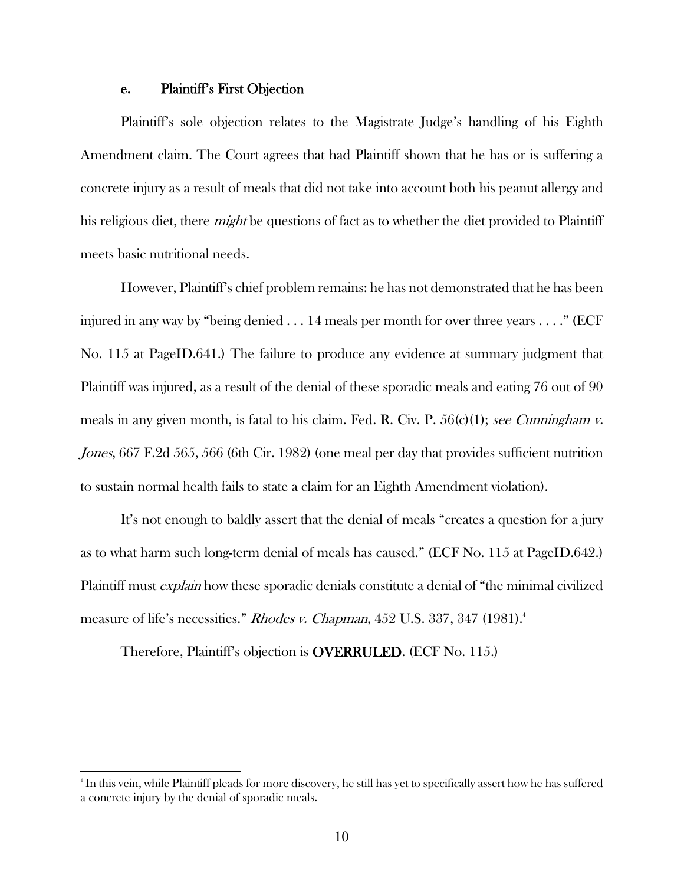### e. Plaintiff's First Objection

Plaintiff's sole objection relates to the Magistrate Judge's handling of his Eighth Amendment claim. The Court agrees that had Plaintiff shown that he has or is suffering a concrete injury as a result of meals that did not take into account both his peanut allergy and his religious diet, there *might* be questions of fact as to whether the diet provided to Plaintiff meets basic nutritional needs.

However, Plaintiff's chief problem remains: he has not demonstrated that he has been injured in any way by "being denied . . . 14 meals per month for over three years . . . ." (ECF No. 115 at PageID.641.) The failure to produce any evidence at summary judgment that Plaintiff was injured, as a result of the denial of these sporadic meals and eating 76 out of 90 meals in any given month, is fatal to his claim. Fed. R. Civ. P. 56(c)(1); *see Cunningham v. Jones*, 667 F.2d 565, 566 (6th Cir. 1982) (one meal per day that provides sufficient nutrition to sustain normal health fails to state a claim for an Eighth Amendment violation).

It's not enough to baldly assert that the denial of meals "creates a question for a jury as to what harm such long-term denial of meals has caused." (ECF No. 115 at PageID.642.) Plaintiff must *explain* how these sporadic denials constitute a denial of "the minimal civilized measure of life's necessities." *Rhodes v. Chapman*, 452 U.S. 337, 347 (1981).[4]

Therefore, Plaintiff's objection is **OVERRULED**. (ECF No. 115.)

---

[4] In this vein, while Plaintiff pleads for more discovery, he still has yet to specifically assert how he has suffered a concrete injury by the denial of sporadic meals.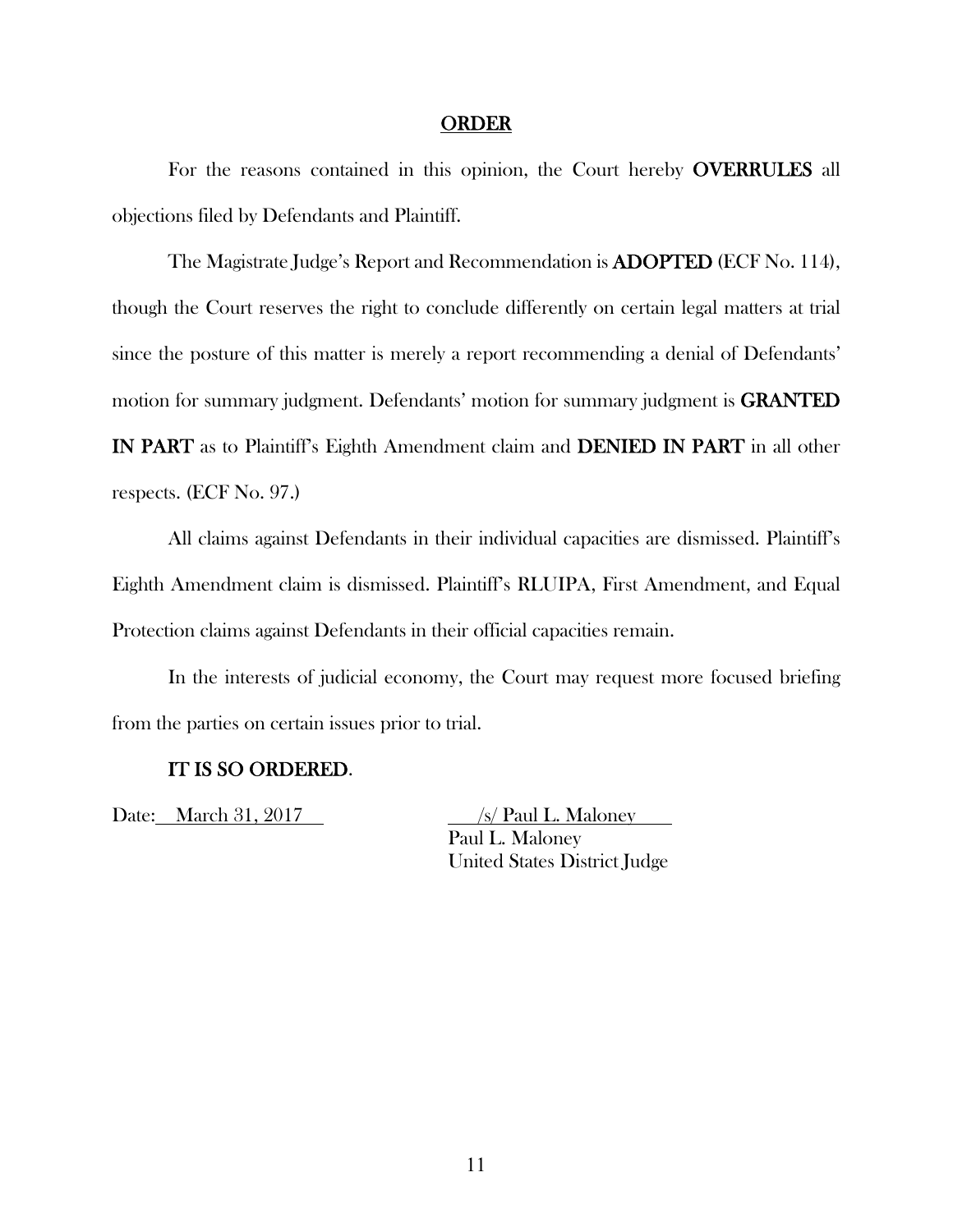## ORDER

For the reasons contained in this opinion, the Court hereby **OVERRULES** all objections filed by Defendants and Plaintiff.

The Magistrate Judge's Report and Recommendation is **ADOPTED** (ECF No. 114), though the Court reserves the right to conclude differently on certain legal matters at trial since the posture of this matter is merely a report recommending a denial of Defendants' motion for summary judgment. Defendants' motion for summary judgment is **GRANTED IN PART** as to Plaintiff's Eighth Amendment claim and **DENIED IN PART** in all other respects. (ECF No. 97.)

All claims against Defendants in their individual capacities are dismissed. Plaintiff's Eighth Amendment claim is dismissed. Plaintiff's RLUIPA, First Amendment, and Equal Protection claims against Defendants in their official capacities remain.

In the interests of judicial economy, the Court may request more focused briefing from the parties on certain issues prior to trial.

**IT IS SO ORDERED**.

Date: March 31, 2017

/s/ Paul L. Maloney
Paul L. Maloney
United States District Judge